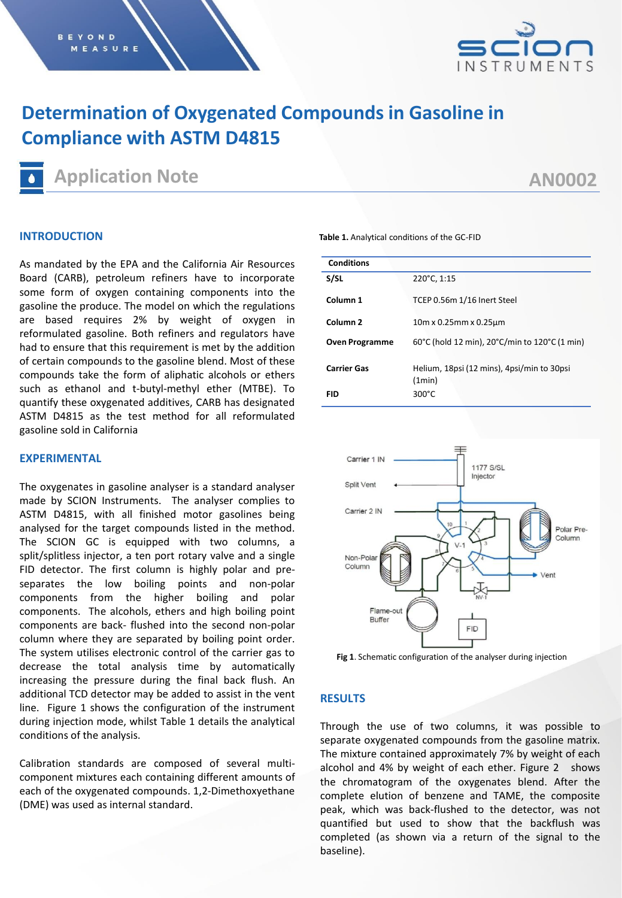# Determination of Oxygenated Compounds in Gasoline in Compliance with ASTM D4815

## Application Note

AN0002

## INTRODUCTION

As mandated by the EPA and the California Air Resources Board (CARB), petroleum refiners have to incorporate some form of oxygen containing components into the gasoline the produce. The model on which the regulations are based requires 2% by weight of oxygen in reformulated gasoline. Both refiners and regulators have had to ensure that this requirement is met by the addition of certain compounds to the gasoline blend. Most of these compounds take the form of aliphatic alcohols or ethers such as ethanol and t-butyl-methyl ether (MTBE). To quantify these oxygenated additives, CARB has designated ASTM D4815 as the test method for all reformulated gasoline sold in California

## EXPERIMENTAL

The oxygenates in gasoline analyser is a standard analyser made by SCION Instruments. The analyser complies to ASTM D4815, with all finished motor gasolines being analysed for the target compounds listed in the method. The SCION GC is equipped with two columns, a split/splitless injector, a ten port rotary valve and a single FID detector. The first column is highly polar and pre-separates the low boiling points and non-polar components from the higher boiling and polar components. The alcohols, ethers and high boiling point components are back- flushed into the second non-polar column where they are separated by boiling point order. The system utilises electronic control of the carrier gas to decrease the total analysis time by automatically increasing the pressure during the final back flush. An additional TCD detector may be added to assist in the vent line. Figure 1 shows the configuration of the instrument during injection mode, whilst Table 1 details the analytical conditions of the analysis.

Calibration standards are composed of several multi-component mixtures each containing different amounts of each of the oxygenated compounds. 1,2-Dimethoxyethane (DME) was used as internal standard.

**Table 1.** Analytical conditions of the GC-FID

| Conditions | |
|---|---|
| **S/SL** | 220°C, 1:15 |
| **Column 1** | TCEP 0.56m 1/16 Inert Steel |
| **Column 2** | 10m x 0.25mm x 0.25µm |
| **Oven Programme** | 60°C (hold 12 min), 20°C/min to 120°C (1 min) |
| **Carrier Gas** | Helium, 18psi (12 mins), 4psi/min to 30psi (1min) |
| **FID** | 300°C |

**Fig 1**. Schematic configuration of the analyser during injection

## RESULTS

Through the use of two columns, it was possible to separate oxygenated compounds from the gasoline matrix. The mixture contained approximately 7% by weight of each alcohol and 4% by weight of each ether. Figure 2 shows the chromatogram of the oxygenates blend. After the complete elution of benzene and TAME, the composite peak, which was back-flushed to the detector, was not quantified but used to show that the backflush was completed (as shown via a return of the signal to the baseline).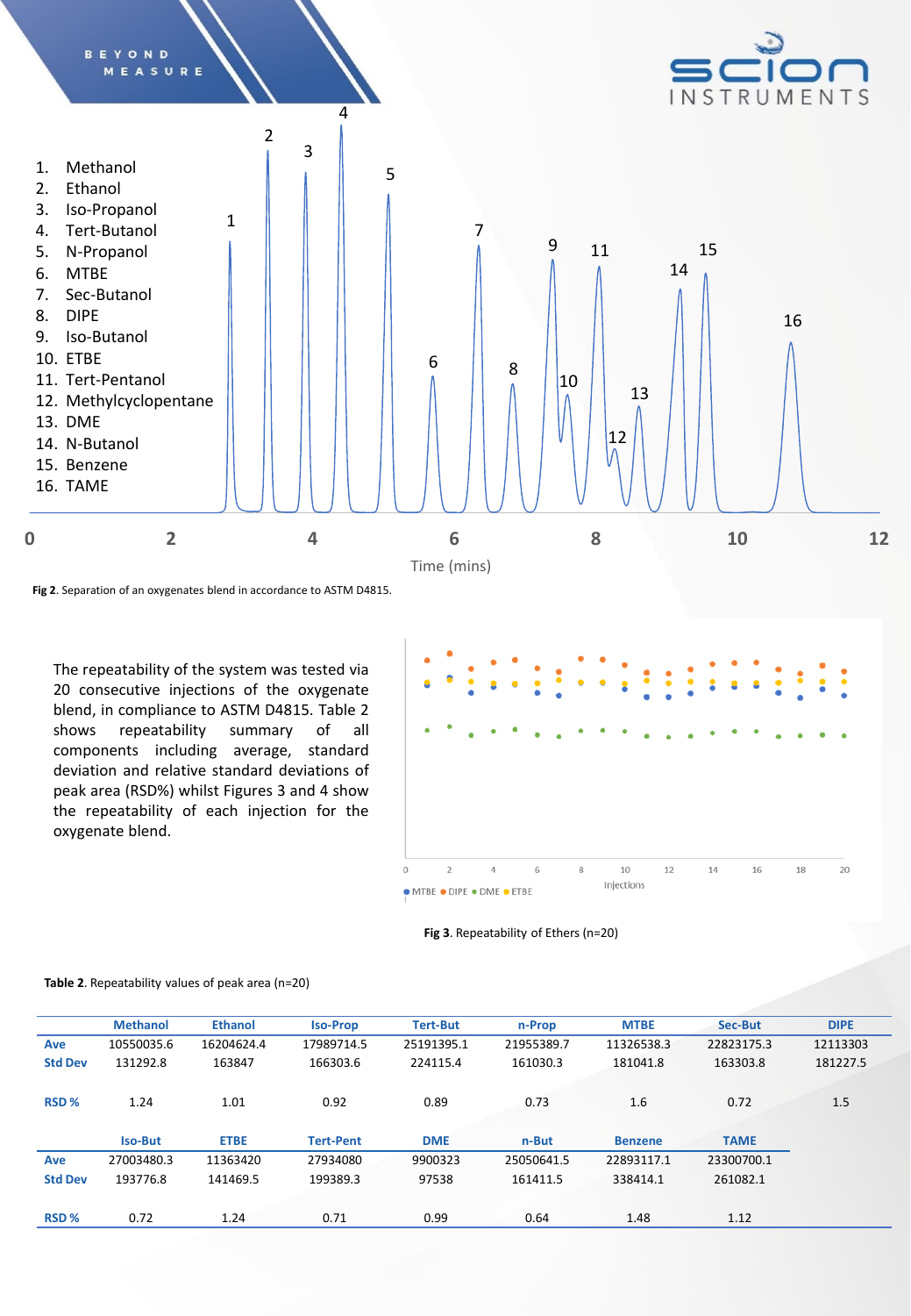1. Methanol
2. Ethanol
3. Iso-Propanol
4. Tert-Butanol
5. N-Propanol
6. MTBE
7. Sec-Butanol
8. DIPE
9. Iso-Butanol
10. ETBE
11. Tert-Pentanol
12. Methylcyclopentane
13. DME
14. N-Butanol
15. Benzene
16. TAME

**Fig 2**. Separation of an oxygenates blend in accordance to ASTM D4815.

The repeatability of the system was tested via 20 consecutive injections of the oxygenate blend, in compliance to ASTM D4815. Table 2 shows repeatability summary of all components including average, standard deviation and relative standard deviations of peak area (RSD%) whilst Figures 3 and 4 show the repeatability of each injection for the oxygenate blend.

**Fig 3**. Repeatability of Ethers (n=20)

**Table 2**. Repeatability values of peak area (n=20)

| | Methanol | Ethanol | Iso-Prop | Tert-But | n-Prop | MTBE | Sec-But | DIPE |
|---|---|---|---|---|---|---|---|---|
| **Ave** | 10550035.6 | 16204624.4 | 17989714.5 | 25191395.1 | 21955389.7 | 11326538.3 | 22823175.3 | 12113303 |
| **Std Dev** | 131292.8 | 163847 | 166303.6 | 224115.4 | 161030.3 | 181041.8 | 163303.8 | 181227.5 |
| **RSD %** | 1.24 | 1.01 | 0.92 | 0.89 | 0.73 | 1.6 | 0.72 | 1.5 |

| | Iso-But | ETBE | Tert-Pent | DME | n-But | Benzene | TAME |
|---|---|---|---|---|---|---|---|
| **Ave** | 27003480.3 | 11363420 | 27934080 | 9900323 | 25050641.5 | 22893117.1 | 23300700.1 |
| **Std Dev** | 193776.8 | 141469.5 | 199389.3 | 97538 | 161411.5 | 338414.1 | 261082.1 |
| **RSD %** | 0.72 | 1.24 | 0.71 | 0.99 | 0.64 | 1.48 | 1.12 |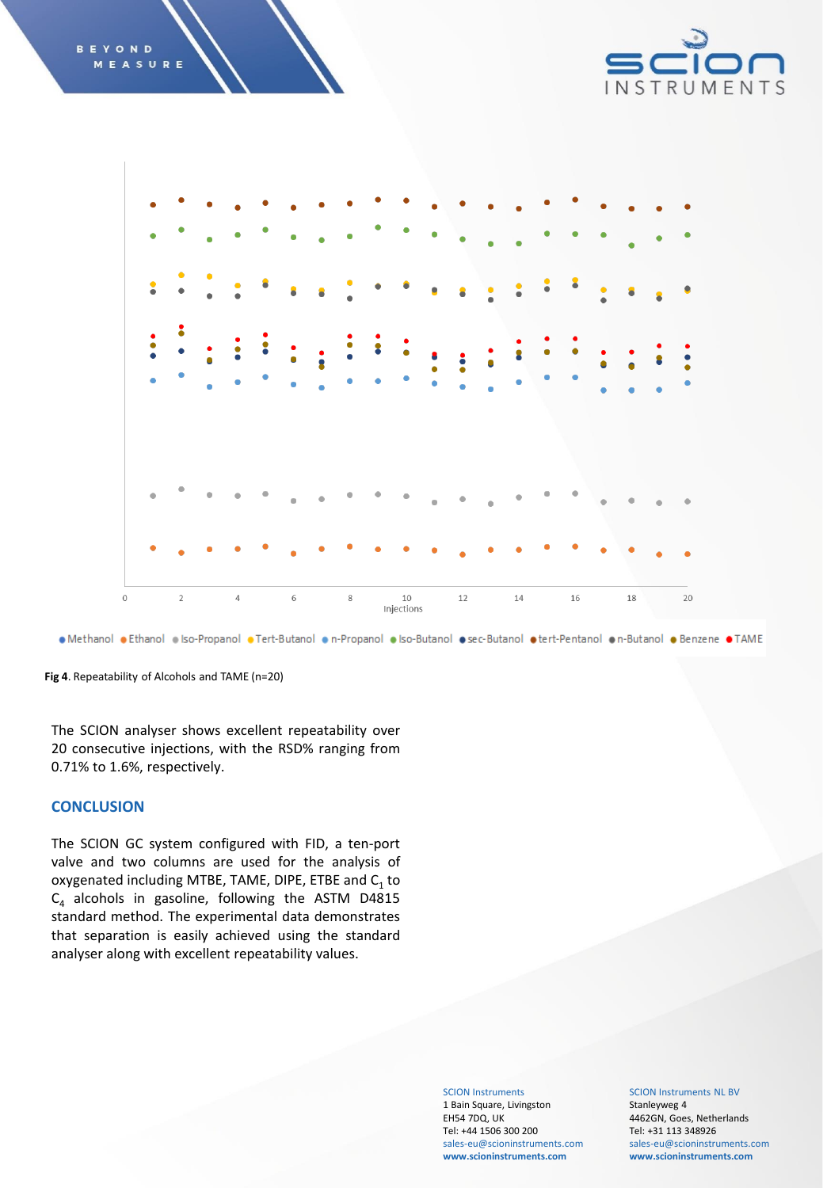0
2
4
6
8
10
12
14
16
18
20
Injections

Methanol Ethanol Iso-Propanol Tert-Butanol n-Propanol Iso-Butanol sec-Butanol tert-Pentanol n-Butanol Benzene TAME

**Fig 4**. Repeatability of Alcohols and TAME (n=20)

The SCION analyser shows excellent repeatability over 20 consecutive injections, with the RSD% ranging from 0.71% to 1.6%, respectively.

## CONCLUSION

The SCION GC system configured with FID, a ten-port valve and two columns are used for the analysis of oxygenated including MTBE, TAME, DIPE, ETBE and $C_1$ to $C_4$ alcohols in gasoline, following the ASTM D4815 standard method. The experimental data demonstrates that separation is easily achieved using the standard analyser along with excellent repeatability values.

SCION Instruments
1 Bain Square, Livingston
EH54 7DQ, UK
Tel: +44 1506 300 200
sales-eu@scioninstruments.com
**www.scioninstruments.com**

SCION Instruments NL BV
Stanleyweg 4
4462GN, Goes, Netherlands
Tel: +31 113 348926
sales-eu@scioninstruments.com
**www.scioninstruments.com**